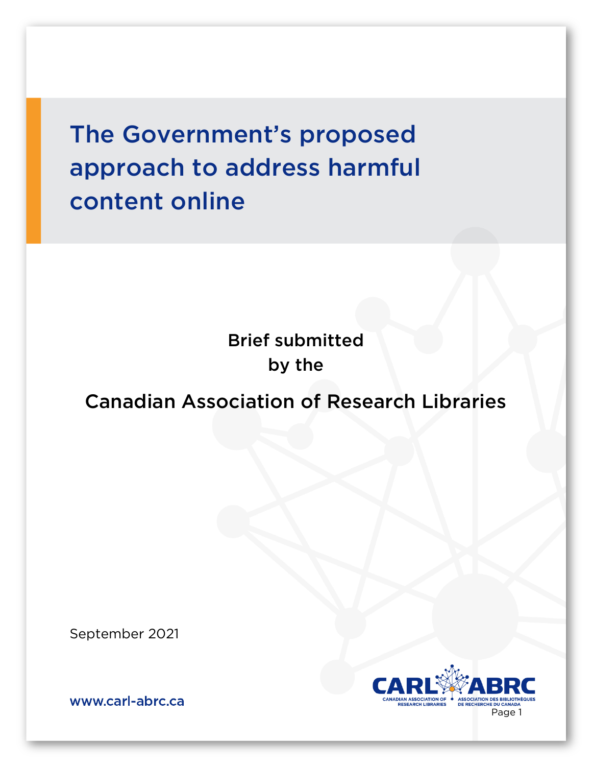# The Government's proposed approach to address harmful content online

Brief submitted
by the

Canadian Association of Research Libraries

September 2021

www.carl-abrc.ca

CARL ABRC
CANADIAN ASSOCIATION OF RESEARCH LIBRARIES
ASSOCIATION DES BIBLIOTHÈQUES DE RECHERCHE DU CANADA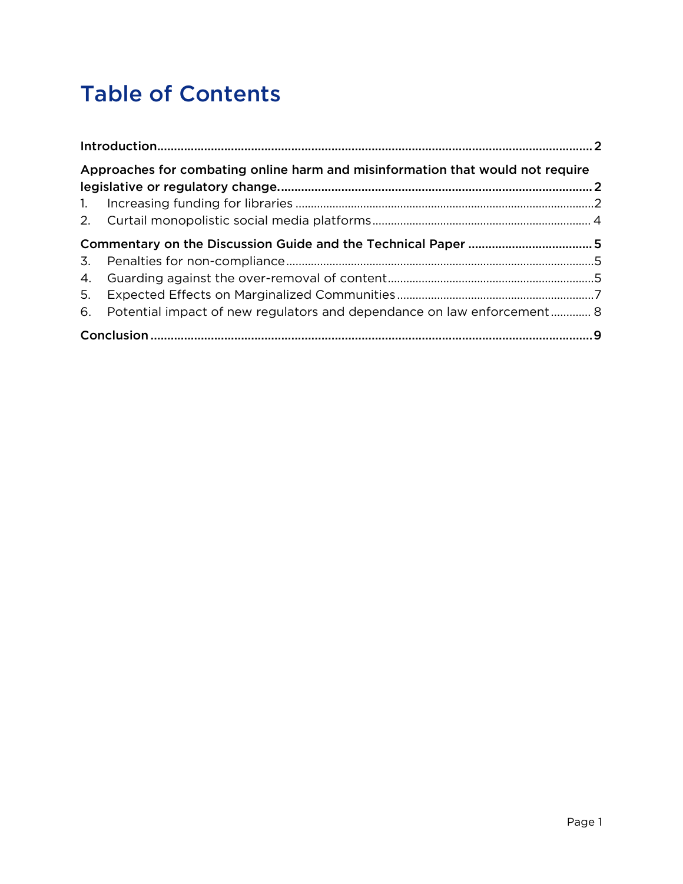# Table of Contents

Introduction .......... 2

Approaches for combating online harm and misinformation that would not require legislative or regulatory change. .......... 2

1. Increasing funding for libraries .......... 2
2. Curtail monopolistic social media platforms .......... 4

Commentary on the Discussion Guide and the Technical Paper .......... 5

3. Penalties for non-compliance .......... 5
4. Guarding against the over-removal of content .......... 5
5. Expected Effects on Marginalized Communities .......... 7
6. Potential impact of new regulators and dependance on law enforcement .......... 8

Conclusion .......... 9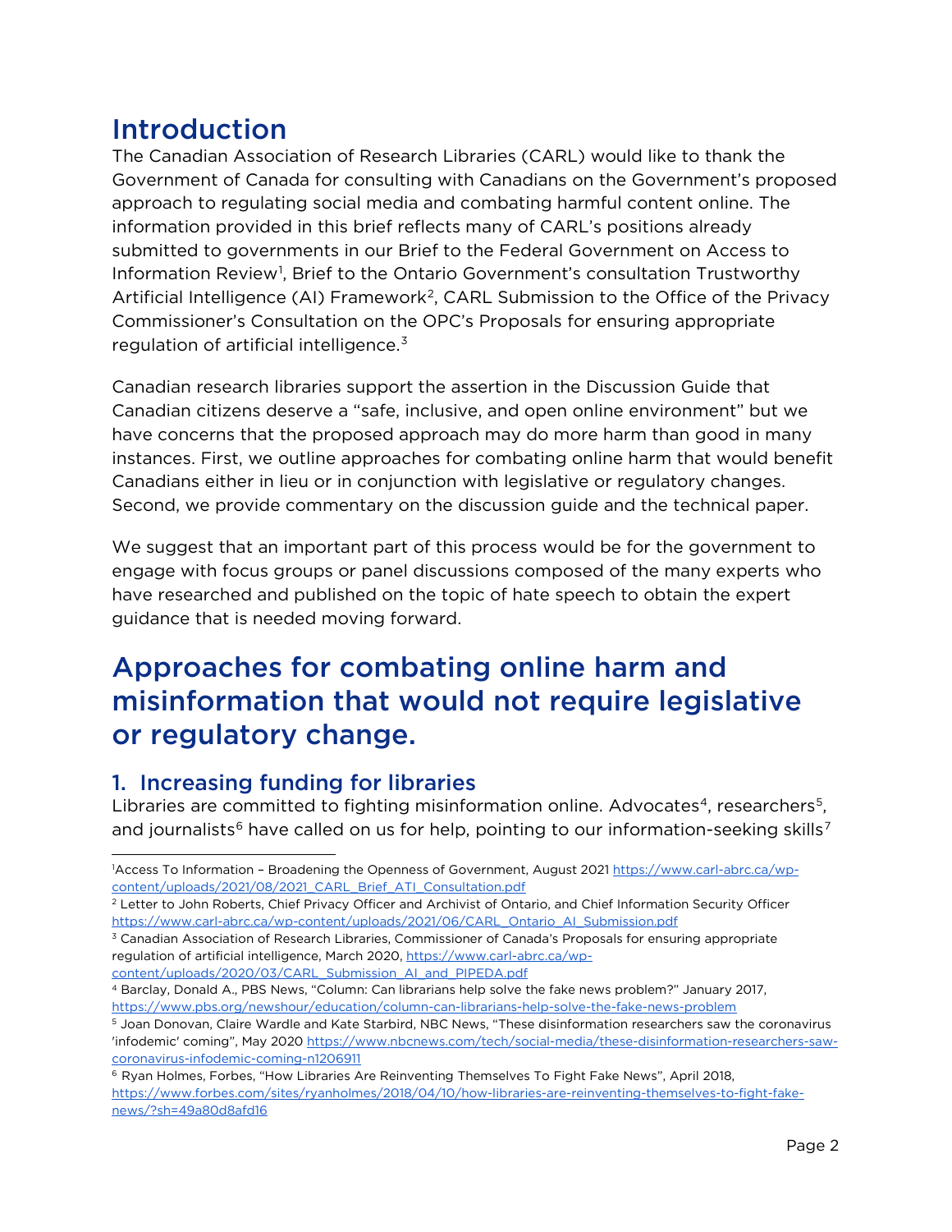# Introduction

The Canadian Association of Research Libraries (CARL) would like to thank the Government of Canada for consulting with Canadians on the Government's proposed approach to regulating social media and combating harmful content online. The information provided in this brief reflects many of CARL's positions already submitted to governments in our Brief to the Federal Government on Access to Information Review[1], Brief to the Ontario Government's consultation Trustworthy Artificial Intelligence (AI) Framework[2], CARL Submission to the Office of the Privacy Commissioner's Consultation on the OPC's Proposals for ensuring appropriate regulation of artificial intelligence.[3]

Canadian research libraries support the assertion in the Discussion Guide that Canadian citizens deserve a "safe, inclusive, and open online environment" but we have concerns that the proposed approach may do more harm than good in many instances. First, we outline approaches for combating online harm that would benefit Canadians either in lieu or in conjunction with legislative or regulatory changes. Second, we provide commentary on the discussion guide and the technical paper.

We suggest that an important part of this process would be for the government to engage with focus groups or panel discussions composed of the many experts who have researched and published on the topic of hate speech to obtain the expert guidance that is needed moving forward.

# Approaches for combating online harm and misinformation that would not require legislative or regulatory change.

## 1. Increasing funding for libraries

Libraries are committed to fighting misinformation online. Advocates[4], researchers[5], and journalists[6] have called on us for help, pointing to our information-seeking skills[7]

---

[1] Access To Information – Broadening the Openness of Government, August 2021 https://www.carl-abrc.ca/wp-content/uploads/2021/08/2021_CARL_Brief_ATI_Consultation.pdf

[2] Letter to John Roberts, Chief Privacy Officer and Archivist of Ontario, and Chief Information Security Officer https://www.carl-abrc.ca/wp-content/uploads/2021/06/CARL_Ontario_AI_Submission.pdf

[3] Canadian Association of Research Libraries, Commissioner of Canada's Proposals for ensuring appropriate regulation of artificial intelligence, March 2020, https://www.carl-abrc.ca/wp-content/uploads/2020/03/CARL_Submission_AI_and_PIPEDA.pdf

[4] Barclay, Donald A., PBS News, "Column: Can librarians help solve the fake news problem?" January 2017, https://www.pbs.org/newshour/education/column-can-librarians-help-solve-the-fake-news-problem

[5] Joan Donovan, Claire Wardle and Kate Starbird, NBC News, "These disinformation researchers saw the coronavirus 'infodemic' coming", May 2020 https://www.nbcnews.com/tech/social-media/these-disinformation-researchers-saw-coronavirus-infodemic-coming-n1206911

[6] Ryan Holmes, Forbes, "How Libraries Are Reinventing Themselves To Fight Fake News", April 2018, https://www.forbes.com/sites/ryanholmes/2018/04/10/how-libraries-are-reinventing-themselves-to-fight-fake-news/?sh=49a80d8afd16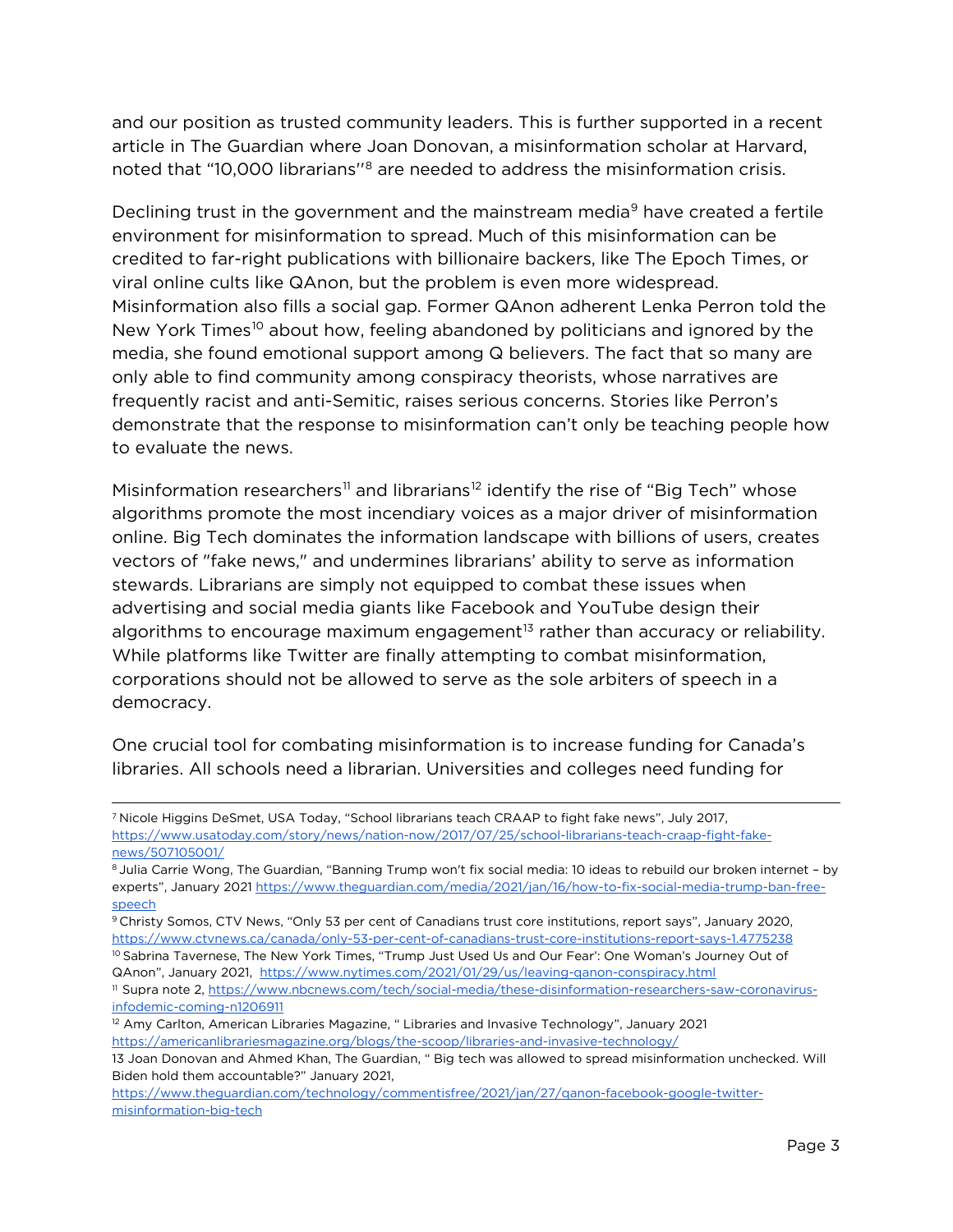and our position as trusted community leaders. This is further supported in a recent article in The Guardian where Joan Donovan, a misinformation scholar at Harvard, noted that "10,000 librarians"[8] are needed to address the misinformation crisis.

Declining trust in the government and the mainstream media[9] have created a fertile environment for misinformation to spread. Much of this misinformation can be credited to far-right publications with billionaire backers, like The Epoch Times, or viral online cults like QAnon, but the problem is even more widespread. Misinformation also fills a social gap. Former QAnon adherent Lenka Perron told the New York Times[10] about how, feeling abandoned by politicians and ignored by the media, she found emotional support among Q believers. The fact that so many are only able to find community among conspiracy theorists, whose narratives are frequently racist and anti-Semitic, raises serious concerns. Stories like Perron's demonstrate that the response to misinformation can't only be teaching people how to evaluate the news.

Misinformation researchers[11] and librarians[12] identify the rise of "Big Tech" whose algorithms promote the most incendiary voices as a major driver of misinformation online. Big Tech dominates the information landscape with billions of users, creates vectors of "fake news," and undermines librarians' ability to serve as information stewards. Librarians are simply not equipped to combat these issues when advertising and social media giants like Facebook and YouTube design their algorithms to encourage maximum engagement[13] rather than accuracy or reliability. While platforms like Twitter are finally attempting to combat misinformation, corporations should not be allowed to serve as the sole arbiters of speech in a democracy.

One crucial tool for combating misinformation is to increase funding for Canada's libraries. All schools need a librarian. Universities and colleges need funding for

---

[7] Nicole Higgins DeSmet, USA Today, "School librarians teach CRAAP to fight fake news", July 2017, https://www.usatoday.com/story/news/nation-now/2017/07/25/school-librarians-teach-craap-fight-fake-news/507105001/

[8] Julia Carrie Wong, The Guardian, "Banning Trump won't fix social media: 10 ideas to rebuild our broken internet – by experts", January 2021 https://www.theguardian.com/media/2021/jan/16/how-to-fix-social-media-trump-ban-free-speech

[9] Christy Somos, CTV News, "Only 53 per cent of Canadians trust core institutions, report says", January 2020, https://www.ctvnews.ca/canada/only-53-per-cent-of-canadians-trust-core-institutions-report-says-1.4775238

[10] Sabrina Tavernese, The New York Times, "Trump Just Used Us and Our Fear': One Woman's Journey Out of QAnon", January 2021, https://www.nytimes.com/2021/01/29/us/leaving-qanon-conspiracy.html

[11] Supra note 2, https://www.nbcnews.com/tech/social-media/these-disinformation-researchers-saw-coronavirus-infodemic-coming-n1206911

[12] Amy Carlton, American Libraries Magazine, " Libraries and Invasive Technology", January 2021 https://americanlibrariesmagazine.org/blogs/the-scoop/libraries-and-invasive-technology/

13 Joan Donovan and Ahmed Khan, The Guardian, " Big tech was allowed to spread misinformation unchecked. Will Biden hold them accountable?" January 2021, https://www.theguardian.com/technology/commentisfree/2021/jan/27/qanon-facebook-google-twitter-misinformation-big-tech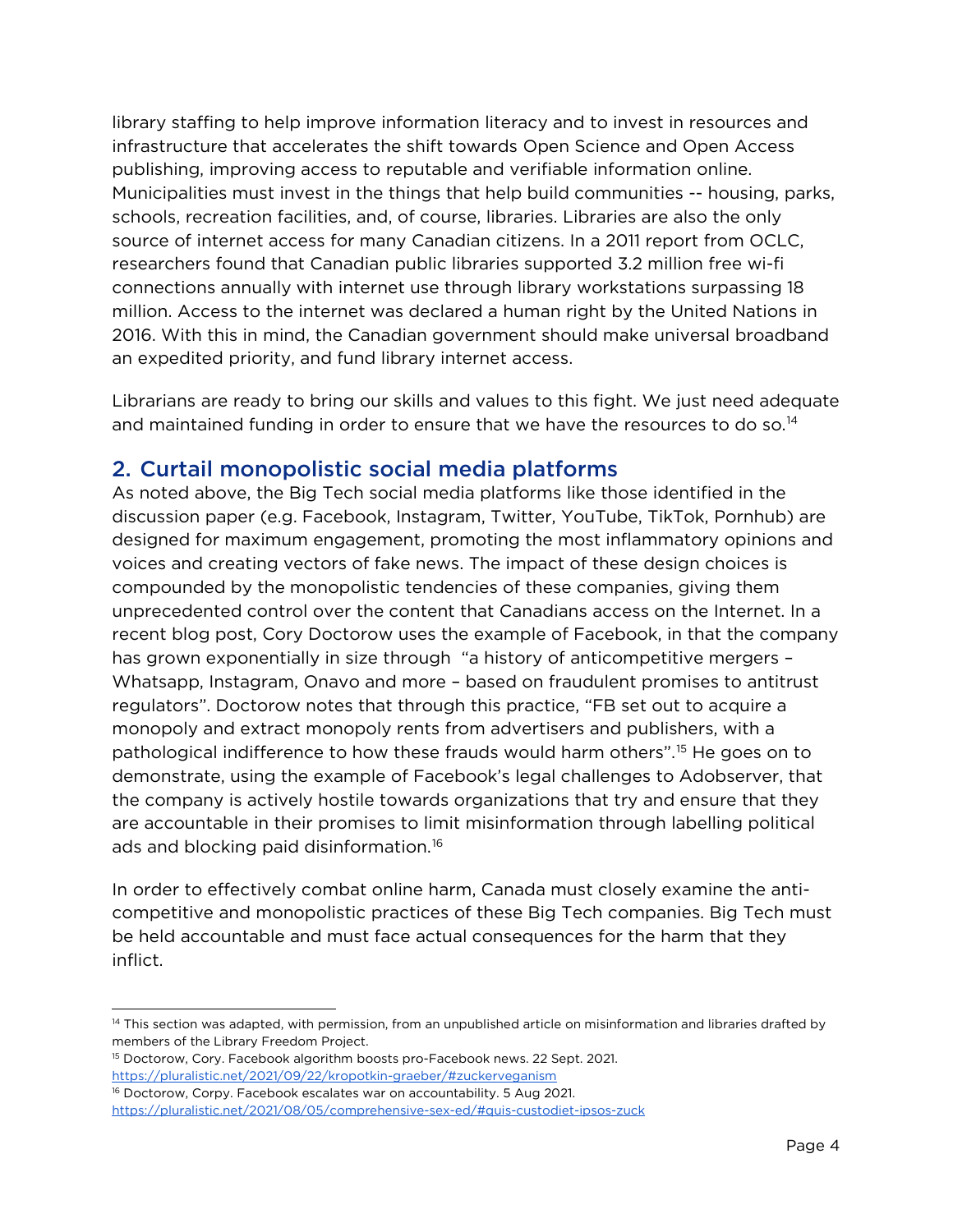library staffing to help improve information literacy and to invest in resources and infrastructure that accelerates the shift towards Open Science and Open Access publishing, improving access to reputable and verifiable information online. Municipalities must invest in the things that help build communities -- housing, parks, schools, recreation facilities, and, of course, libraries. Libraries are also the only source of internet access for many Canadian citizens. In a 2011 report from OCLC, researchers found that Canadian public libraries supported 3.2 million free wi-fi connections annually with internet use through library workstations surpassing 18 million. Access to the internet was declared a human right by the United Nations in 2016. With this in mind, the Canadian government should make universal broadband an expedited priority, and fund library internet access.

Librarians are ready to bring our skills and values to this fight. We just need adequate and maintained funding in order to ensure that we have the resources to do so.[14]

## 2. Curtail monopolistic social media platforms

As noted above, the Big Tech social media platforms like those identified in the discussion paper (e.g. Facebook, Instagram, Twitter, YouTube, TikTok, Pornhub) are designed for maximum engagement, promoting the most inflammatory opinions and voices and creating vectors of fake news. The impact of these design choices is compounded by the monopolistic tendencies of these companies, giving them unprecedented control over the content that Canadians access on the Internet. In a recent blog post, Cory Doctorow uses the example of Facebook, in that the company has grown exponentially in size through "a history of anticompetitive mergers – Whatsapp, Instagram, Onavo and more – based on fraudulent promises to antitrust regulators". Doctorow notes that through this practice, "FB set out to acquire a monopoly and extract monopoly rents from advertisers and publishers, with a pathological indifference to how these frauds would harm others".[15] He goes on to demonstrate, using the example of Facebook's legal challenges to Adobserver, that the company is actively hostile towards organizations that try and ensure that they are accountable in their promises to limit misinformation through labelling political ads and blocking paid disinformation.[16]

In order to effectively combat online harm, Canada must closely examine the anti-competitive and monopolistic practices of these Big Tech companies. Big Tech must be held accountable and must face actual consequences for the harm that they inflict.

---

[14] This section was adapted, with permission, from an unpublished article on misinformation and libraries drafted by members of the Library Freedom Project.

[15] Doctorow, Cory. Facebook algorithm boosts pro-Facebook news. 22 Sept. 2021. https://pluralistic.net/2021/09/22/kropotkin-graeber/#zuckerveganism

[16] Doctorow, Corpy. Facebook escalates war on accountability. 5 Aug 2021. https://pluralistic.net/2021/08/05/comprehensive-sex-ed/#quis-custodiet-ipsos-zuck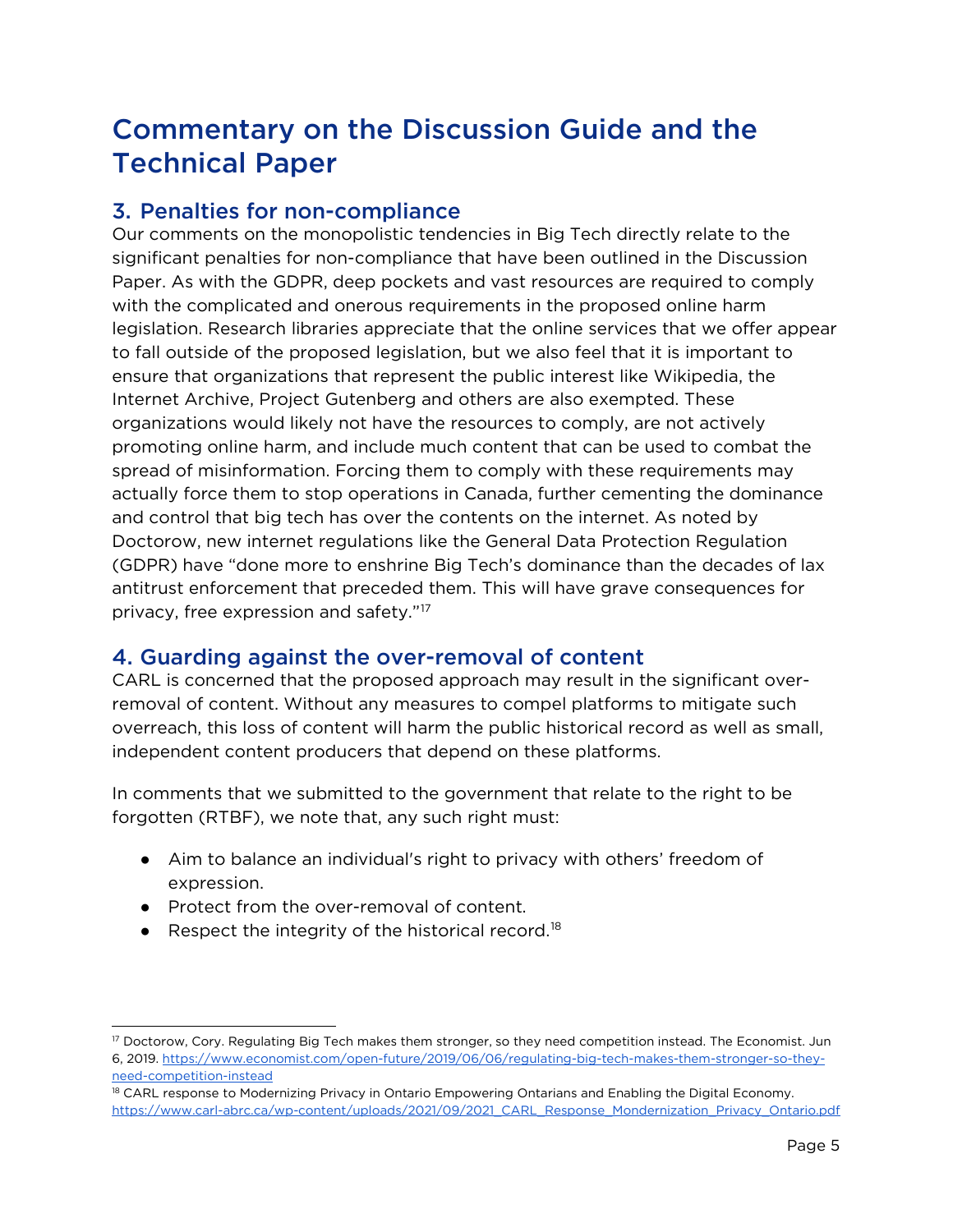# Commentary on the Discussion Guide and the Technical Paper

## 3. Penalties for non-compliance

Our comments on the monopolistic tendencies in Big Tech directly relate to the significant penalties for non-compliance that have been outlined in the Discussion Paper. As with the GDPR, deep pockets and vast resources are required to comply with the complicated and onerous requirements in the proposed online harm legislation. Research libraries appreciate that the online services that we offer appear to fall outside of the proposed legislation, but we also feel that it is important to ensure that organizations that represent the public interest like Wikipedia, the Internet Archive, Project Gutenberg and others are also exempted. These organizations would likely not have the resources to comply, are not actively promoting online harm, and include much content that can be used to combat the spread of misinformation. Forcing them to comply with these requirements may actually force them to stop operations in Canada, further cementing the dominance and control that big tech has over the contents on the internet. As noted by Doctorow, new internet regulations like the General Data Protection Regulation (GDPR) have "done more to enshrine Big Tech's dominance than the decades of lax antitrust enforcement that preceded them. This will have grave consequences for privacy, free expression and safety."[17]

## 4. Guarding against the over-removal of content

CARL is concerned that the proposed approach may result in the significant over-removal of content. Without any measures to compel platforms to mitigate such overreach, this loss of content will harm the public historical record as well as small, independent content producers that depend on these platforms.

In comments that we submitted to the government that relate to the right to be forgotten (RTBF), we note that, any such right must:

- Aim to balance an individual's right to privacy with others' freedom of expression.
- Protect from the over-removal of content.
- Respect the integrity of the historical record.[18]

---

[17] Doctorow, Cory. Regulating Big Tech makes them stronger, so they need competition instead. The Economist. Jun 6, 2019. https://www.economist.com/open-future/2019/06/06/regulating-big-tech-makes-them-stronger-so-they-need-competition-instead

[18] CARL response to Modernizing Privacy in Ontario Empowering Ontarians and Enabling the Digital Economy. https://www.carl-abrc.ca/wp-content/uploads/2021/09/2021_CARL_Response_Mondernization_Privacy_Ontario.pdf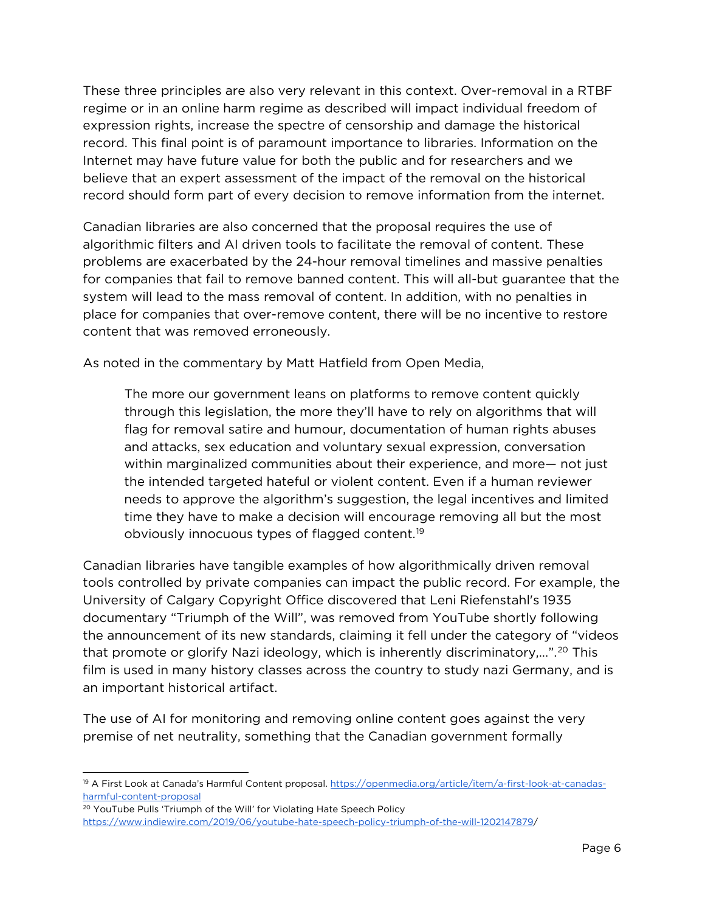These three principles are also very relevant in this context. Over-removal in a RTBF regime or in an online harm regime as described will impact individual freedom of expression rights, increase the spectre of censorship and damage the historical record. This final point is of paramount importance to libraries. Information on the Internet may have future value for both the public and for researchers and we believe that an expert assessment of the impact of the removal on the historical record should form part of every decision to remove information from the internet.

Canadian libraries are also concerned that the proposal requires the use of algorithmic filters and AI driven tools to facilitate the removal of content. These problems are exacerbated by the 24-hour removal timelines and massive penalties for companies that fail to remove banned content. This will all-but guarantee that the system will lead to the mass removal of content. In addition, with no penalties in place for companies that over-remove content, there will be no incentive to restore content that was removed erroneously.

As noted in the commentary by Matt Hatfield from Open Media,

> The more our government leans on platforms to remove content quickly through this legislation, the more they'll have to rely on algorithms that will flag for removal satire and humour, documentation of human rights abuses and attacks, sex education and voluntary sexual expression, conversation within marginalized communities about their experience, and more— not just the intended targeted hateful or violent content. Even if a human reviewer needs to approve the algorithm's suggestion, the legal incentives and limited time they have to make a decision will encourage removing all but the most obviously innocuous types of flagged content.[19]

Canadian libraries have tangible examples of how algorithmically driven removal tools controlled by private companies can impact the public record. For example, the University of Calgary Copyright Office discovered that Leni Riefenstahl's 1935 documentary "Triumph of the Will", was removed from YouTube shortly following the announcement of its new standards, claiming it fell under the category of "videos that promote or glorify Nazi ideology, which is inherently discriminatory,...".[20] This film is used in many history classes across the country to study nazi Germany, and is an important historical artifact.

The use of AI for monitoring and removing online content goes against the very premise of net neutrality, something that the Canadian government formally

---

[19] A First Look at Canada's Harmful Content proposal. https://openmedia.org/article/item/a-first-look-at-canadas-harmful-content-proposal

[20] YouTube Pulls 'Triumph of the Will' for Violating Hate Speech Policy https://www.indiewire.com/2019/06/youtube-hate-speech-policy-triumph-of-the-will-1202147879/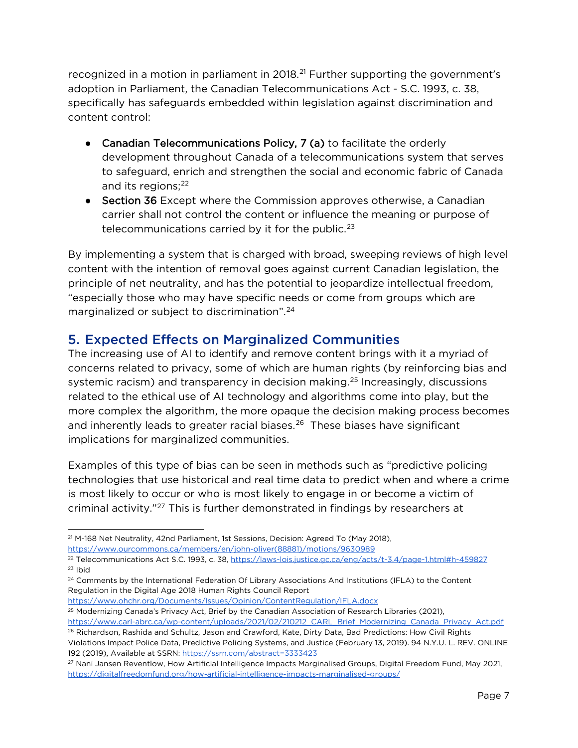recognized in a motion in parliament in 2018.[21] Further supporting the government's adoption in Parliament, the Canadian Telecommunications Act - S.C. 1993, c. 38, specifically has safeguards embedded within legislation against discrimination and content control:

- **Canadian Telecommunications Policy, 7 (a)** to facilitate the orderly development throughout Canada of a telecommunications system that serves to safeguard, enrich and strengthen the social and economic fabric of Canada and its regions;[22]
- **Section 36** Except where the Commission approves otherwise, a Canadian carrier shall not control the content or influence the meaning or purpose of telecommunications carried by it for the public.[23]

By implementing a system that is charged with broad, sweeping reviews of high level content with the intention of removal goes against current Canadian legislation, the principle of net neutrality, and has the potential to jeopardize intellectual freedom, "especially those who may have specific needs or come from groups which are marginalized or subject to discrimination".[24]

## 5. Expected Effects on Marginalized Communities

The increasing use of AI to identify and remove content brings with it a myriad of concerns related to privacy, some of which are human rights (by reinforcing bias and systemic racism) and transparency in decision making.[25] Increasingly, discussions related to the ethical use of AI technology and algorithms come into play, but the more complex the algorithm, the more opaque the decision making process becomes and inherently leads to greater racial biases.[26] These biases have significant implications for marginalized communities.

Examples of this type of bias can be seen in methods such as "predictive policing technologies that use historical and real time data to predict when and where a crime is most likely to occur or who is most likely to engage in or become a victim of criminal activity."[27] This is further demonstrated in findings by researchers at

---

[21] M-168 Net Neutrality, 42nd Parliament, 1st Sessions, Decision: Agreed To (May 2018), https://www.ourcommons.ca/members/en/john-oliver(88881)/motions/9630989

[22] Telecommunications Act S.C. 1993, c. 38, https://laws-lois.justice.gc.ca/eng/acts/t-3.4/page-1.html#h-459827

[23] Ibid

[24] Comments by the International Federation Of Library Associations And Institutions (IFLA) to the Content Regulation in the Digital Age 2018 Human Rights Council Report https://www.ohchr.org/Documents/Issues/Opinion/ContentRegulation/IFLA.docx

[25] Modernizing Canada's Privacy Act, Brief by the Canadian Association of Research Libraries (2021), https://www.carl-abrc.ca/wp-content/uploads/2021/02/210212_CARL_Brief_Modernizing_Canada_Privacy_Act.pdf

[26] Richardson, Rashida and Schultz, Jason and Crawford, Kate, Dirty Data, Bad Predictions: How Civil Rights Violations Impact Police Data, Predictive Policing Systems, and Justice (February 13, 2019). 94 N.Y.U. L. REV. ONLINE 192 (2019), Available at SSRN: https://ssrn.com/abstract=3333423

[27] Nani Jansen Reventlow, How Artificial Intelligence Impacts Marginalised Groups, Digital Freedom Fund, May 2021, https://digitalfreedomfund.org/how-artificial-intelligence-impacts-marginalised-groups/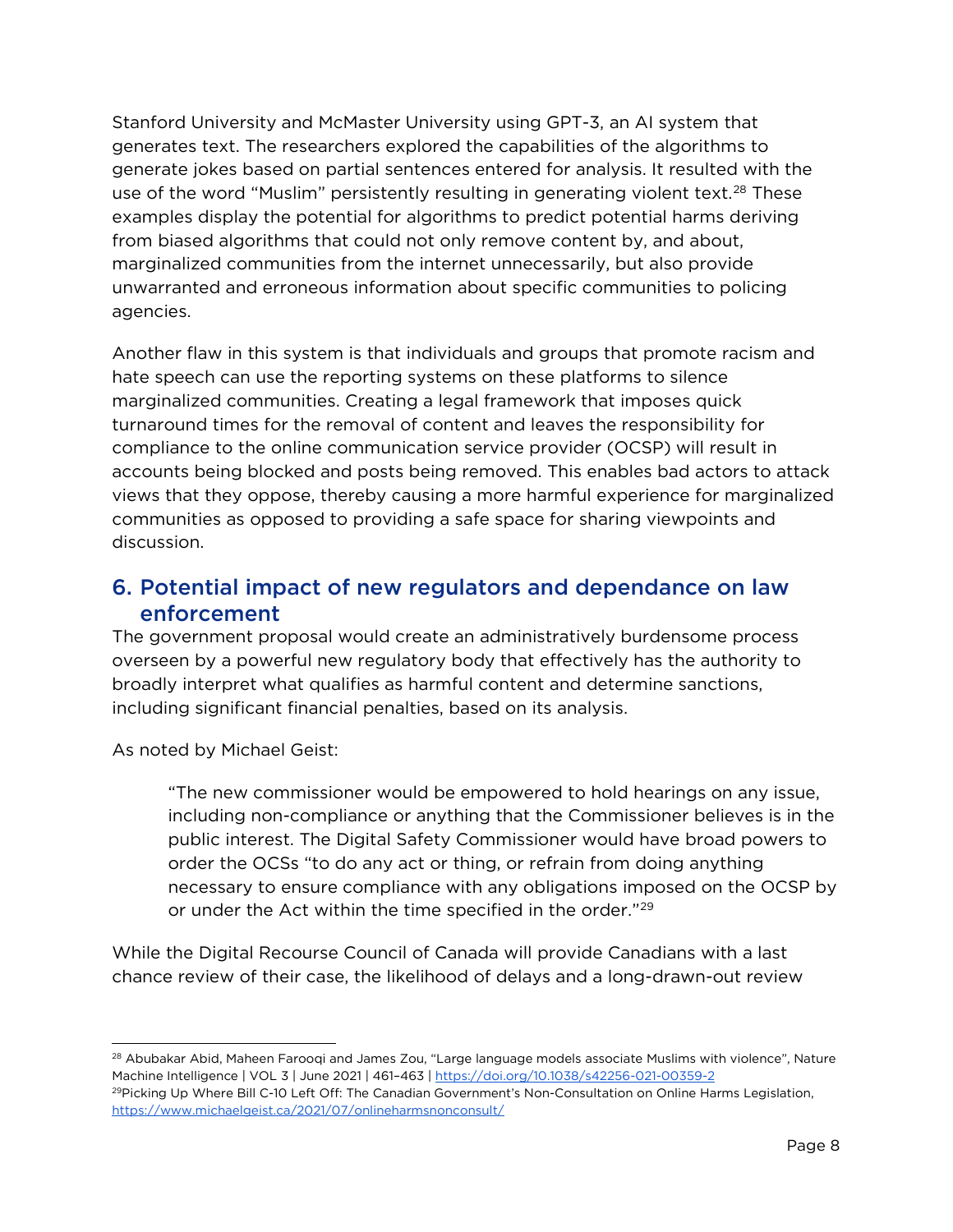Stanford University and McMaster University using GPT-3, an AI system that generates text. The researchers explored the capabilities of the algorithms to generate jokes based on partial sentences entered for analysis. It resulted with the use of the word "Muslim" persistently resulting in generating violent text.[28] These examples display the potential for algorithms to predict potential harms deriving from biased algorithms that could not only remove content by, and about, marginalized communities from the internet unnecessarily, but also provide unwarranted and erroneous information about specific communities to policing agencies.

Another flaw in this system is that individuals and groups that promote racism and hate speech can use the reporting systems on these platforms to silence marginalized communities. Creating a legal framework that imposes quick turnaround times for the removal of content and leaves the responsibility for compliance to the online communication service provider (OCSP) will result in accounts being blocked and posts being removed. This enables bad actors to attack views that they oppose, thereby causing a more harmful experience for marginalized communities as opposed to providing a safe space for sharing viewpoints and discussion.

## 6. Potential impact of new regulators and dependance on law enforcement

The government proposal would create an administratively burdensome process overseen by a powerful new regulatory body that effectively has the authority to broadly interpret what qualifies as harmful content and determine sanctions, including significant financial penalties, based on its analysis.

As noted by Michael Geist:

> "The new commissioner would be empowered to hold hearings on any issue, including non-compliance or anything that the Commissioner believes is in the public interest. The Digital Safety Commissioner would have broad powers to order the OCSs "to do any act or thing, or refrain from doing anything necessary to ensure compliance with any obligations imposed on the OCSP by or under the Act within the time specified in the order."[29]

While the Digital Recourse Council of Canada will provide Canadians with a last chance review of their case, the likelihood of delays and a long-drawn-out review

---

[28] Abubakar Abid, Maheen Farooqi and James Zou, "Large language models associate Muslims with violence", Nature Machine Intelligence | VOL 3 | June 2021 | 461–463 | https://doi.org/10.1038/s42256-021-00359-2

[29] Picking Up Where Bill C-10 Left Off: The Canadian Government's Non-Consultation on Online Harms Legislation, https://www.michaelgeist.ca/2021/07/onlineharmsnonconsult/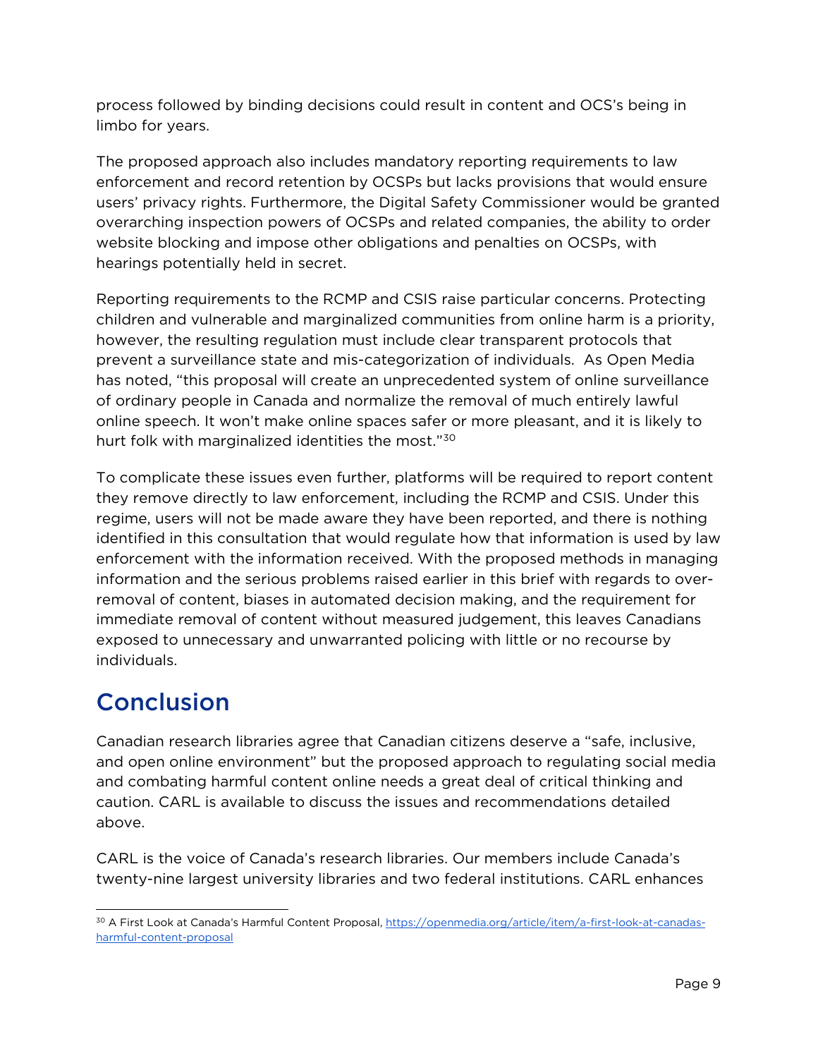process followed by binding decisions could result in content and OCS's being in limbo for years.

The proposed approach also includes mandatory reporting requirements to law enforcement and record retention by OCSPs but lacks provisions that would ensure users' privacy rights. Furthermore, the Digital Safety Commissioner would be granted overarching inspection powers of OCSPs and related companies, the ability to order website blocking and impose other obligations and penalties on OCSPs, with hearings potentially held in secret.

Reporting requirements to the RCMP and CSIS raise particular concerns. Protecting children and vulnerable and marginalized communities from online harm is a priority, however, the resulting regulation must include clear transparent protocols that prevent a surveillance state and mis-categorization of individuals. As Open Media has noted, "this proposal will create an unprecedented system of online surveillance of ordinary people in Canada and normalize the removal of much entirely lawful online speech. It won't make online spaces safer or more pleasant, and it is likely to hurt folk with marginalized identities the most."[30]

To complicate these issues even further, platforms will be required to report content they remove directly to law enforcement, including the RCMP and CSIS. Under this regime, users will not be made aware they have been reported, and there is nothing identified in this consultation that would regulate how that information is used by law enforcement with the information received. With the proposed methods in managing information and the serious problems raised earlier in this brief with regards to over-removal of content, biases in automated decision making, and the requirement for immediate removal of content without measured judgement, this leaves Canadians exposed to unnecessary and unwarranted policing with little or no recourse by individuals.

## Conclusion

Canadian research libraries agree that Canadian citizens deserve a "safe, inclusive, and open online environment" but the proposed approach to regulating social media and combating harmful content online needs a great deal of critical thinking and caution. CARL is available to discuss the issues and recommendations detailed above.

CARL is the voice of Canada's research libraries. Our members include Canada's twenty-nine largest university libraries and two federal institutions. CARL enhances

---

[30] A First Look at Canada's Harmful Content Proposal, https://openmedia.org/article/item/a-first-look-at-canadas-harmful-content-proposal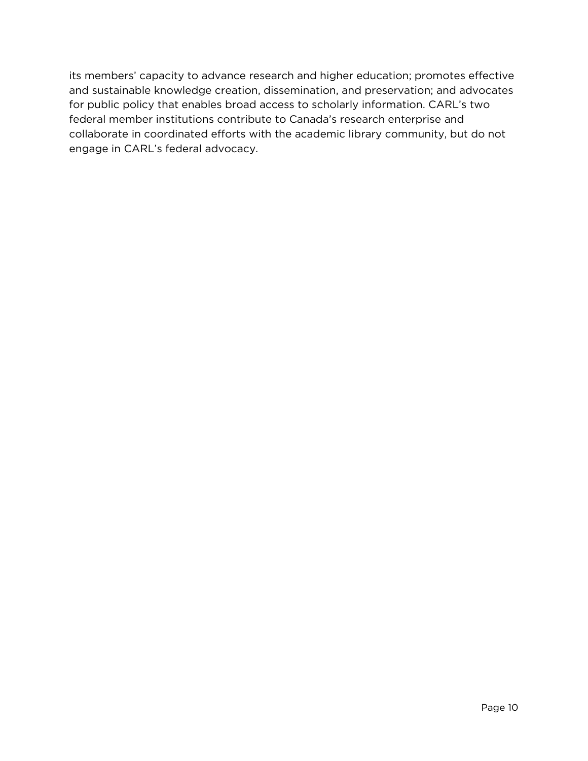its members' capacity to advance research and higher education; promotes effective and sustainable knowledge creation, dissemination, and preservation; and advocates for public policy that enables broad access to scholarly information. CARL's two federal member institutions contribute to Canada's research enterprise and collaborate in coordinated efforts with the academic library community, but do not engage in CARL's federal advocacy.